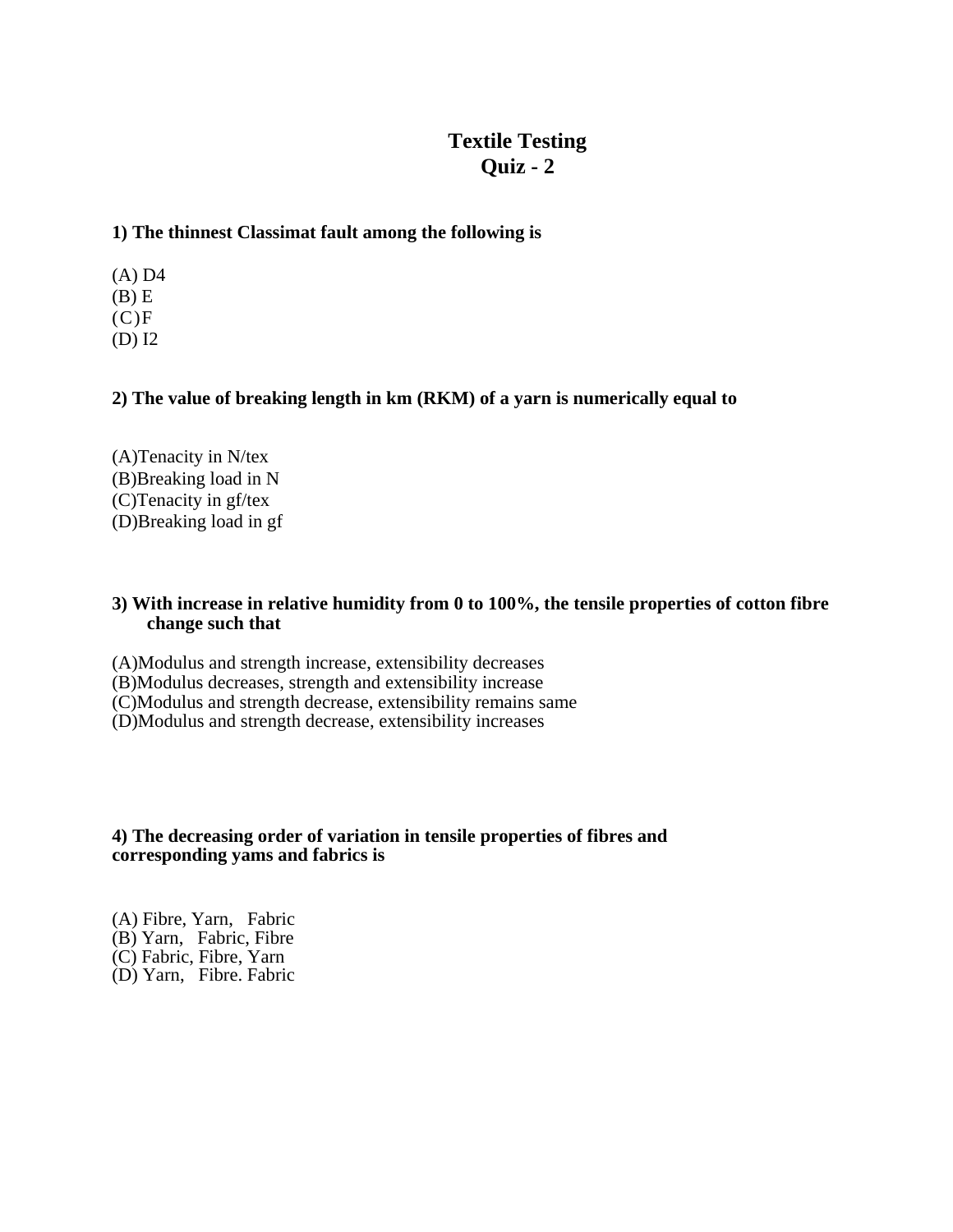# Textile Testing
## Quiz - 2

**1) The thinnest Classimat fault among the following is**

(A) D4
(B) E
(C)F
(D) I2

**2) The value of breaking length in km (RKM) of a yarn is numerically equal to**

(A)Tenacity in N/tex
(B)Breaking load in N
(C)Tenacity in gf/tex
(D)Breaking load in gf

**3) With increase in relative humidity from 0 to 100%, the tensile properties of cotton fibre change such that**

(A)Modulus and strength increase, extensibility decreases
(B)Modulus decreases, strength and extensibility increase
(C)Modulus and strength decrease, extensibility remains same
(D)Modulus and strength decrease, extensibility increases

**4) The decreasing order of variation in tensile properties of fibres and corresponding yams and fabrics is**

(A) Fibre, Yarn, Fabric
(B) Yarn, Fabric, Fibre
(C) Fabric, Fibre, Yarn
(D) Yarn, Fibre. Fabric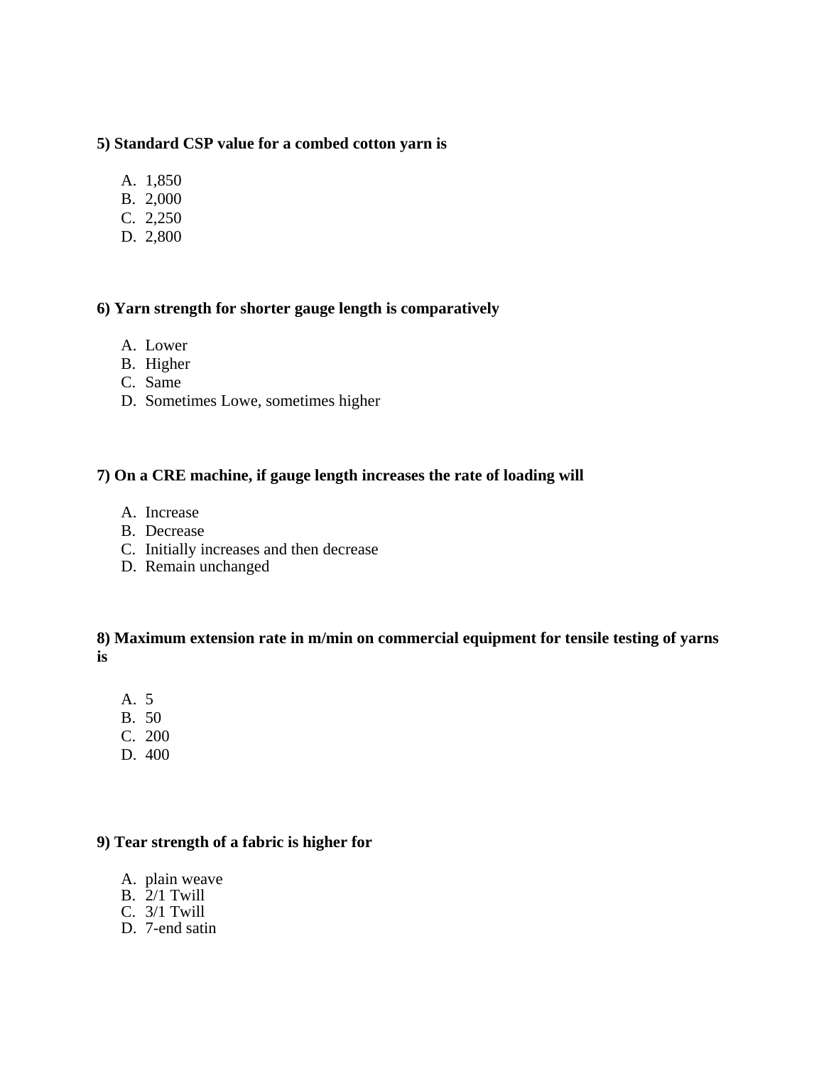**5) Standard CSP value for a combed cotton yarn is**

A. 1,850
B. 2,000
C. 2,250
D. 2,800

**6) Yarn strength for shorter gauge length is comparatively**

A. Lower
B. Higher
C. Same
D. Sometimes Lowe, sometimes higher

**7) On a CRE machine, if gauge length increases the rate of loading will**

A. Increase
B. Decrease
C. Initially increases and then decrease
D. Remain unchanged

**8) Maximum extension rate in m/min on commercial equipment for tensile testing of yarns is**

A. 5
B. 50
C. 200
D. 400

**9) Tear strength of a fabric is higher for**

A. plain weave
B. 2/1 Twill
C. 3/1 Twill
D. 7-end satin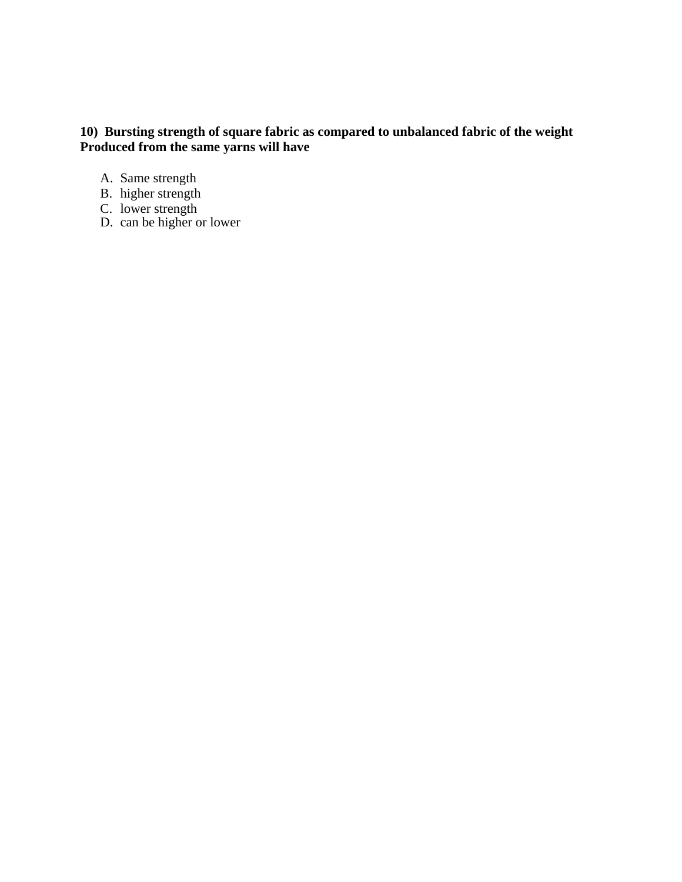**10) Bursting strength of square fabric as compared to unbalanced fabric of the weight Produced from the same yarns will have**

A. Same strength
B. higher strength
C. lower strength
D. can be higher or lower